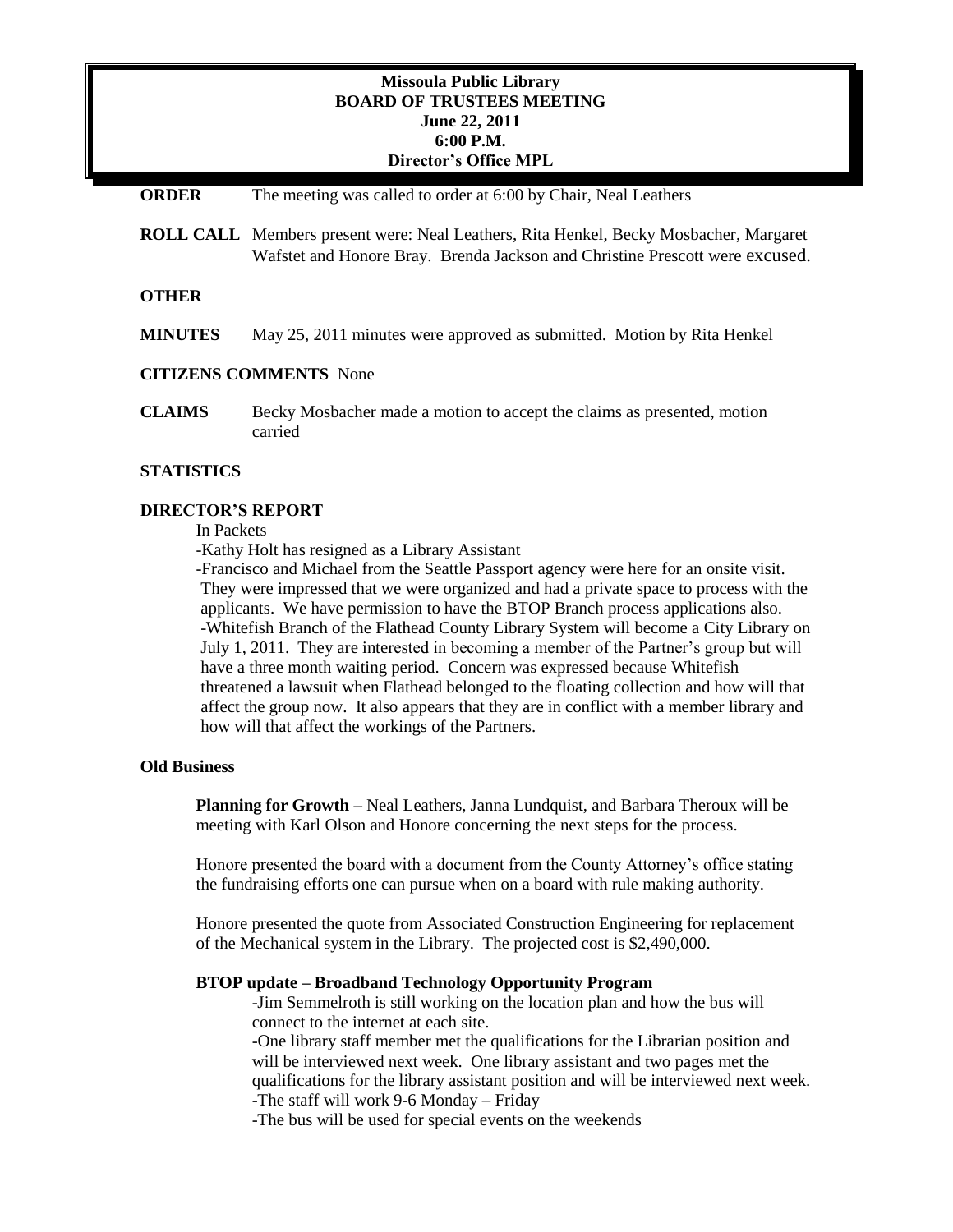**Missoula Public Library**
**BOARD OF TRUSTEES MEETING**
**June 22, 2011**
**6:00 P.M.**
**Director's Office MPL**

**ORDER** The meeting was called to order at 6:00 by Chair, Neal Leathers

**ROLL CALL** Members present were: Neal Leathers, Rita Henkel, Becky Mosbacher, Margaret Wafstet and Honore Bray. Brenda Jackson and Christine Prescott were excused.

**OTHER**

**MINUTES** May 25, 2011 minutes were approved as submitted. Motion by Rita Henkel

**CITIZENS COMMENTS** None

**CLAIMS** Becky Mosbacher made a motion to accept the claims as presented, motion carried

**STATISTICS**

**DIRECTOR'S REPORT**

In Packets

- Kathy Holt has resigned as a Library Assistant
- Francisco and Michael from the Seattle Passport agency were here for an onsite visit. They were impressed that we were organized and had a private space to process with the applicants. We have permission to have the BTOP Branch process applications also.
- Whitefish Branch of the Flathead County Library System will become a City Library on July 1, 2011. They are interested in becoming a member of the Partner's group but will have a three month waiting period. Concern was expressed because Whitefish threatened a lawsuit when Flathead belonged to the floating collection and how will that affect the group now. It also appears that they are in conflict with a member library and how will that affect the workings of the Partners.

**Old Business**

**Planning for Growth –** Neal Leathers, Janna Lundquist, and Barbara Theroux will be meeting with Karl Olson and Honore concerning the next steps for the process.

Honore presented the board with a document from the County Attorney's office stating the fundraising efforts one can pursue when on a board with rule making authority.

Honore presented the quote from Associated Construction Engineering for replacement of the Mechanical system in the Library. The projected cost is $2,490,000.

**BTOP update – Broadband Technology Opportunity Program**

- Jim Semmelroth is still working on the location plan and how the bus will connect to the internet at each site.
- One library staff member met the qualifications for the Librarian position and will be interviewed next week. One library assistant and two pages met the qualifications for the library assistant position and will be interviewed next week.
- The staff will work 9-6 Monday – Friday
- The bus will be used for special events on the weekends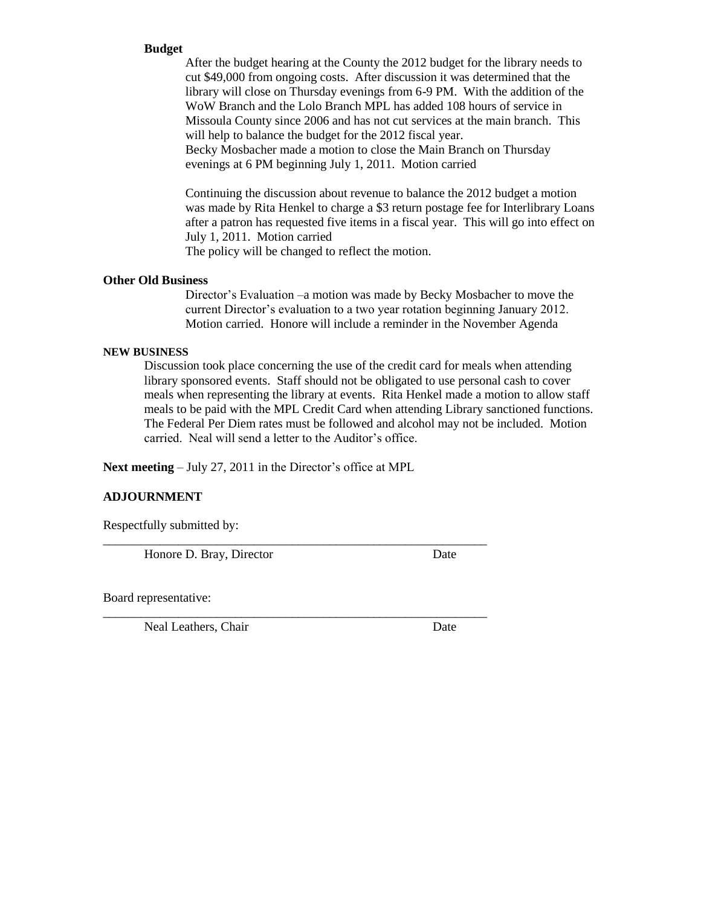**Budget**

After the budget hearing at the County the 2012 budget for the library needs to cut $49,000 from ongoing costs. After discussion it was determined that the library will close on Thursday evenings from 6-9 PM. With the addition of the WoW Branch and the Lolo Branch MPL has added 108 hours of service in Missoula County since 2006 and has not cut services at the main branch. This will help to balance the budget for the 2012 fiscal year.
Becky Mosbacher made a motion to close the Main Branch on Thursday evenings at 6 PM beginning July 1, 2011. Motion carried

Continuing the discussion about revenue to balance the 2012 budget a motion was made by Rita Henkel to charge a $3 return postage fee for Interlibrary Loans after a patron has requested five items in a fiscal year. This will go into effect on July 1, 2011. Motion carried
The policy will be changed to reflect the motion.

**Other Old Business**

Director's Evaluation –a motion was made by Becky Mosbacher to move the current Director's evaluation to a two year rotation beginning January 2012. Motion carried. Honore will include a reminder in the November Agenda

**NEW BUSINESS**

Discussion took place concerning the use of the credit card for meals when attending library sponsored events. Staff should not be obligated to use personal cash to cover meals when representing the library at events. Rita Henkel made a motion to allow staff meals to be paid with the MPL Credit Card when attending Library sanctioned functions. The Federal Per Diem rates must be followed and alcohol may not be included. Motion carried. Neal will send a letter to the Auditor's office.

**Next meeting** – July 27, 2011 in the Director's office at MPL

**ADJOURNMENT**

Respectfully submitted by:

_______________________________________________________________

Honore D. Bray, Director Date

Board representative:

_______________________________________________________________

Neal Leathers, Chair Date